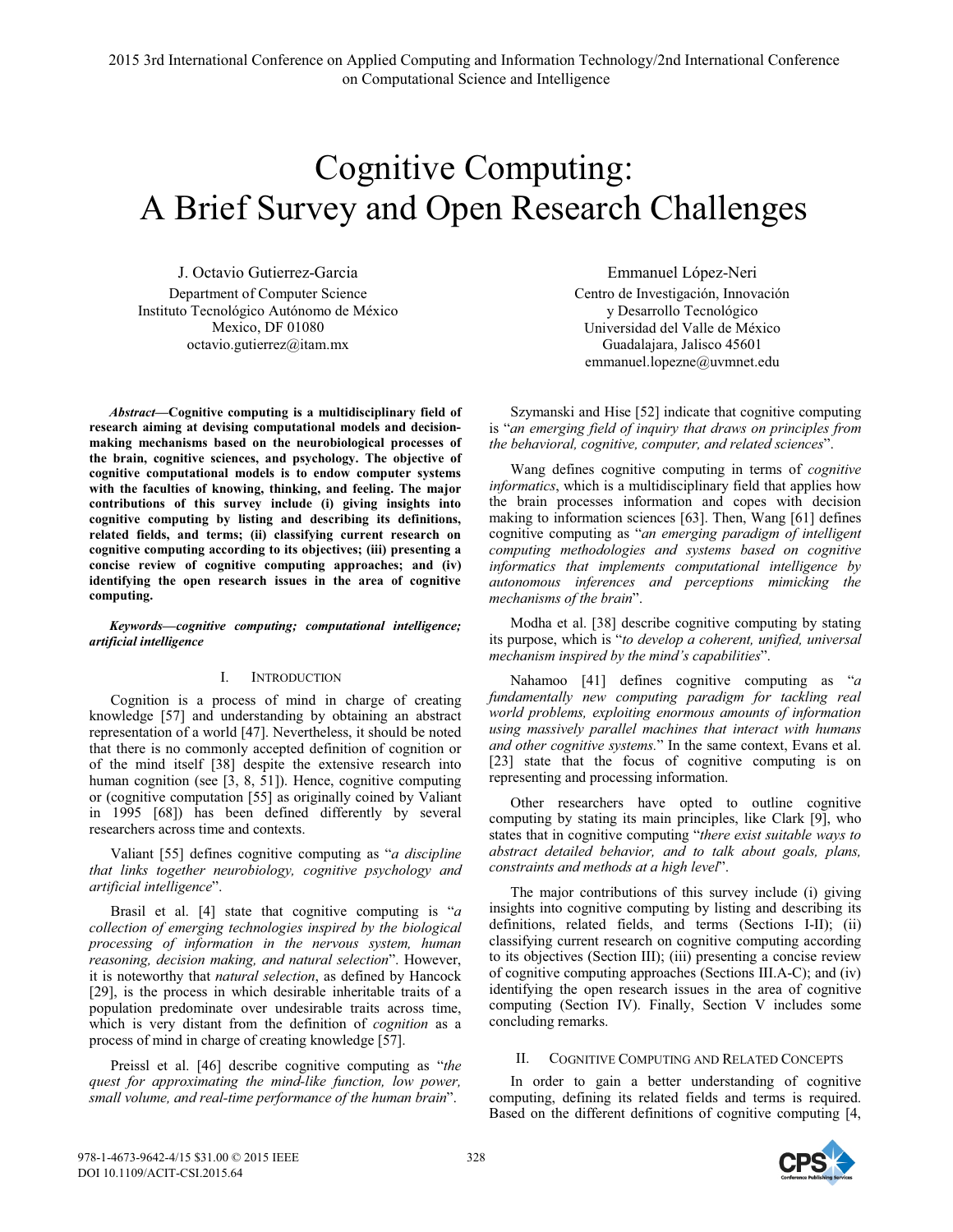# Cognitive Computing: A Brief Survey and Open Research Challenges

J. Octavio Gutierrez-Garcia
Department of Computer Science
Instituto Tecnológico Autónomo de México
Mexico, DF 01080
octavio.gutierrez@itam.mx

Emmanuel López-Neri
Centro de Investigación, Innovación y Desarrollo Tecnológico
Universidad del Valle de México
Guadalajara, Jalisco 45601
emmanuel.lopezne@uvmnet.edu

***Abstract*—Cognitive computing is a multidisciplinary field of research aiming at devising computational models and decision-making mechanisms based on the neurobiological processes of the brain, cognitive sciences, and psychology. The objective of cognitive computational models is to endow computer systems with the faculties of knowing, thinking, and feeling. The major contributions of this survey include (i) giving insights into cognitive computing by listing and describing its definitions, related fields, and terms; (ii) classifying current research on cognitive computing according to its objectives; (iii) presenting a concise review of cognitive computing approaches; and (iv) identifying the open research issues in the area of cognitive computing.**

***Keywords*—*cognitive computing; computational intelligence; artificial intelligence***

## I. Introduction

Cognition is a process of mind in charge of creating knowledge [57] and understanding by obtaining an abstract representation of a world [47]. Nevertheless, it should be noted that there is no commonly accepted definition of cognition or of the mind itself [38] despite the extensive research into human cognition (see [3, 8, 51]). Hence, cognitive computing or (cognitive computation [55] as originally coined by Valiant in 1995 [68]) has been defined differently by several researchers across time and contexts.

Valiant [55] defines cognitive computing as "*a discipline that links together neurobiology, cognitive psychology and artificial intelligence*".

Brasil et al. [4] state that cognitive computing is "*a collection of emerging technologies inspired by the biological processing of information in the nervous system, human reasoning, decision making, and natural selection*". However, it is noteworthy that *natural selection*, as defined by Hancock [29], is the process in which desirable inheritable traits of a population predominate over undesirable traits across time, which is very distant from the definition of *cognition* as a process of mind in charge of creating knowledge [57].

Preissl et al. [46] describe cognitive computing as "*the quest for approximating the mind-like function, low power, small volume, and real-time performance of the human brain*".

Szymanski and Hise [52] indicate that cognitive computing is "*an emerging field of inquiry that draws on principles from the behavioral, cognitive, computer, and related sciences*".

Wang defines cognitive computing in terms of *cognitive informatics*, which is a multidisciplinary field that applies how the brain processes information and copes with decision making to information sciences [63]. Then, Wang [61] defines cognitive computing as "*an emerging paradigm of intelligent computing methodologies and systems based on cognitive informatics that implements computational intelligence by autonomous inferences and perceptions mimicking the mechanisms of the brain*".

Modha et al. [38] describe cognitive computing by stating its purpose, which is "*to develop a coherent, unified, universal mechanism inspired by the mind's capabilities*".

Nahamoo [41] defines cognitive computing as "*a fundamentally new computing paradigm for tackling real world problems, exploiting enormous amounts of information using massively parallel machines that interact with humans and other cognitive systems.*" In the same context, Evans et al. [23] state that the focus of cognitive computing is on representing and processing information.

Other researchers have opted to outline cognitive computing by stating its main principles, like Clark [9], who states that in cognitive computing "*there exist suitable ways to abstract detailed behavior, and to talk about goals, plans, constraints and methods at a high level*".

The major contributions of this survey include (i) giving insights into cognitive computing by listing and describing its definitions, related fields, and terms (Sections I-II); (ii) classifying current research on cognitive computing according to its objectives (Section III); (iii) presenting a concise review of cognitive computing approaches (Sections III.A-C); and (iv) identifying the open research issues in the area of cognitive computing (Section IV). Finally, Section V includes some concluding remarks.

## II. Cognitive Computing and Related Concepts

In order to gain a better understanding of cognitive computing, defining its related fields and terms is required. Based on the different definitions of cognitive computing [4,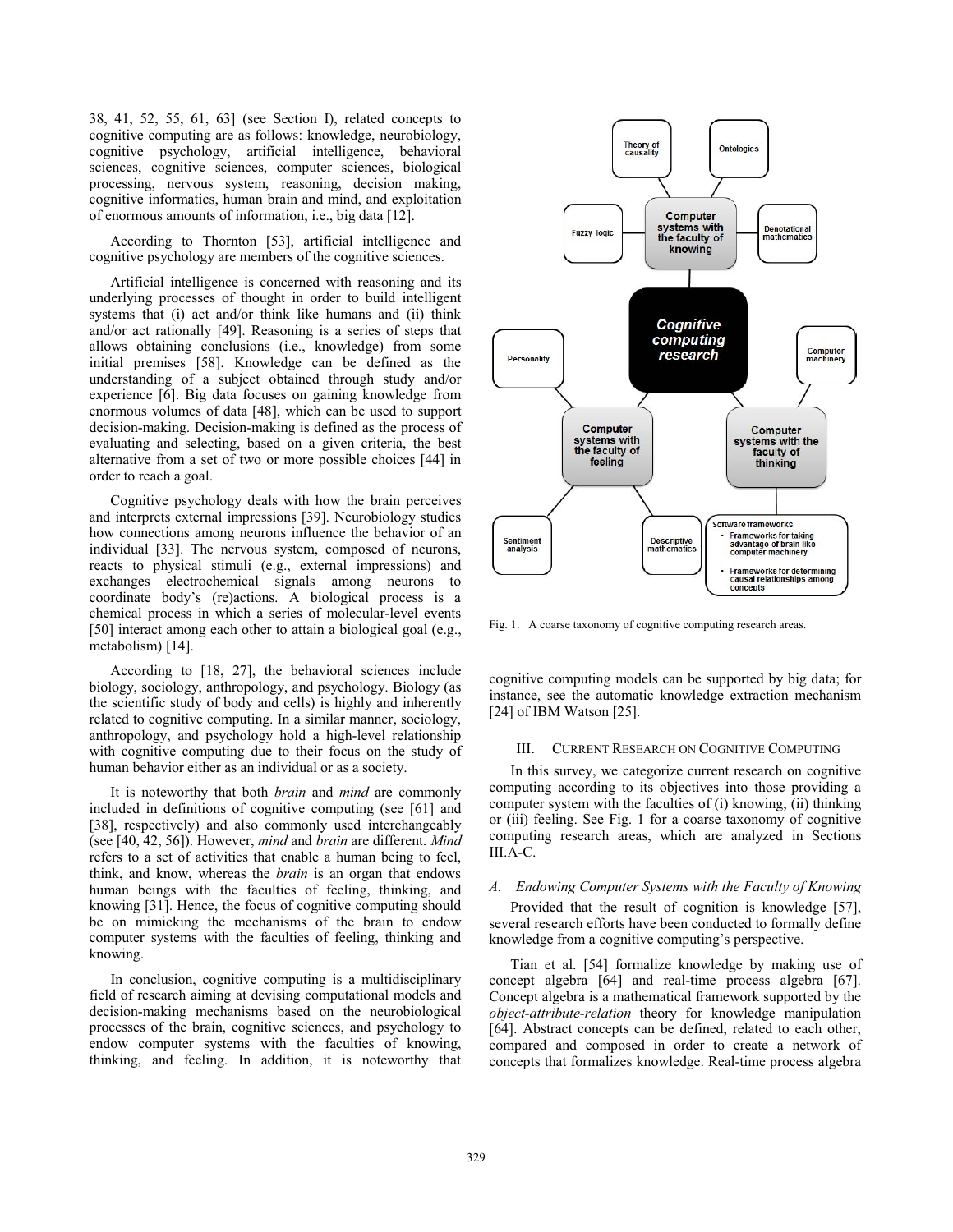38, 41, 52, 55, 61, 63] (see Section I), related concepts to cognitive computing are as follows: knowledge, neurobiology, cognitive psychology, artificial intelligence, behavioral sciences, cognitive sciences, computer sciences, biological processing, nervous system, reasoning, decision making, cognitive informatics, human brain and mind, and exploitation of enormous amounts of information, i.e., big data [12].

According to Thornton [53], artificial intelligence and cognitive psychology are members of the cognitive sciences.

Artificial intelligence is concerned with reasoning and its underlying processes of thought in order to build intelligent systems that (i) act and/or think like humans and (ii) think and/or act rationally [49]. Reasoning is a series of steps that allows obtaining conclusions (i.e., knowledge) from some initial premises [58]. Knowledge can be defined as the understanding of a subject obtained through study and/or experience [6]. Big data focuses on gaining knowledge from enormous volumes of data [48], which can be used to support decision-making. Decision-making is defined as the process of evaluating and selecting, based on a given criteria, the best alternative from a set of two or more possible choices [44] in order to reach a goal.

Cognitive psychology deals with how the brain perceives and interprets external impressions [39]. Neurobiology studies how connections among neurons influence the behavior of an individual [33]. The nervous system, composed of neurons, reacts to physical stimuli (e.g., external impressions) and exchanges electrochemical signals among neurons to coordinate body's (re)actions. A biological process is a chemical process in which a series of molecular-level events [50] interact among each other to attain a biological goal (e.g., metabolism) [14].

According to [18, 27], the behavioral sciences include biology, sociology, anthropology, and psychology. Biology (as the scientific study of body and cells) is highly and inherently related to cognitive computing. In a similar manner, sociology, anthropology, and psychology hold a high-level relationship with cognitive computing due to their focus on the study of human behavior either as an individual or as a society.

It is noteworthy that both *brain* and *mind* are commonly included in definitions of cognitive computing (see [61] and [38], respectively) and also commonly used interchangeably (see [40, 42, 56]). However, *mind* and *brain* are different. *Mind* refers to a set of activities that enable a human being to feel, think, and know, whereas the *brain* is an organ that endows human beings with the faculties of feeling, thinking, and knowing [31]. Hence, the focus of cognitive computing should be on mimicking the mechanisms of the brain to endow computer systems with the faculties of feeling, thinking and knowing.

In conclusion, cognitive computing is a multidisciplinary field of research aiming at devising computational models and decision-making mechanisms based on the neurobiological processes of the brain, cognitive sciences, and psychology to endow computer systems with the faculties of knowing, thinking, and feeling. In addition, it is noteworthy that cognitive computing models can be supported by big data; for instance, see the automatic knowledge extraction mechanism [24] of IBM Watson [25].

Fig. 1. A coarse taxonomy of cognitive computing research areas.

## III. Current Research on Cognitive Computing

In this survey, we categorize current research on cognitive computing according to its objectives into those providing a computer system with the faculties of (i) knowing, (ii) thinking or (iii) feeling. See Fig. 1 for a coarse taxonomy of cognitive computing research areas, which are analyzed in Sections III.A-C.

### *A. Endowing Computer Systems with the Faculty of Knowing*

Provided that the result of cognition is knowledge [57], several research efforts have been conducted to formally define knowledge from a cognitive computing's perspective.

Tian et al. [54] formalize knowledge by making use of concept algebra [64] and real-time process algebra [67]. Concept algebra is a mathematical framework supported by the *object-attribute-relation* theory for knowledge manipulation [64]. Abstract concepts can be defined, related to each other, compared and composed in order to create a network of concepts that formalizes knowledge. Real-time process algebra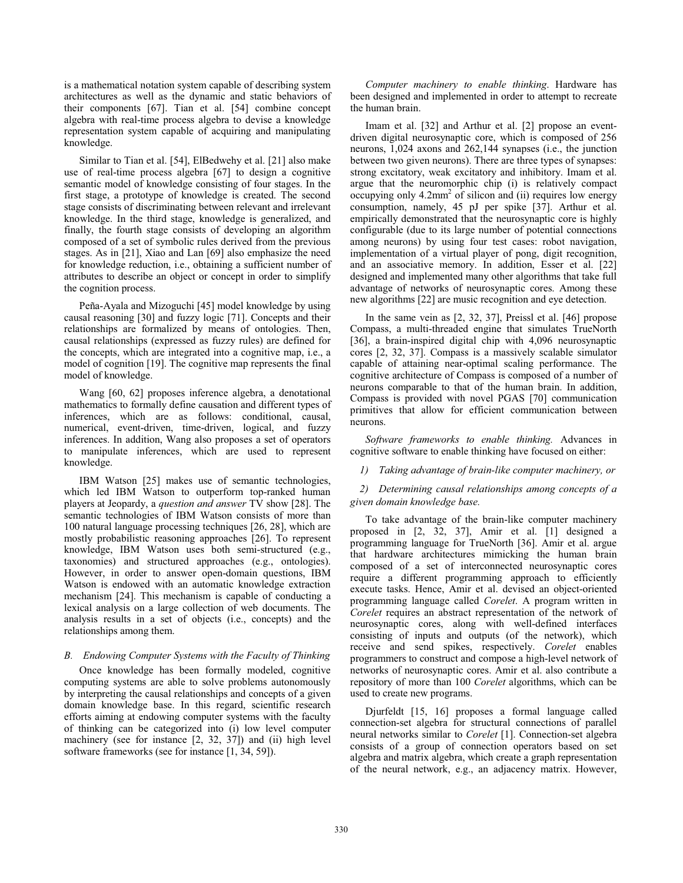is a mathematical notation system capable of describing system architectures as well as the dynamic and static behaviors of their components [67]. Tian et al. [54] combine concept algebra with real-time process algebra to devise a knowledge representation system capable of acquiring and manipulating knowledge.

Similar to Tian et al. [54], ElBedwehy et al. [21] also make use of real-time process algebra [67] to design a cognitive semantic model of knowledge consisting of four stages. In the first stage, a prototype of knowledge is created. The second stage consists of discriminating between relevant and irrelevant knowledge. In the third stage, knowledge is generalized, and finally, the fourth stage consists of developing an algorithm composed of a set of symbolic rules derived from the previous stages. As in [21], Xiao and Lan [69] also emphasize the need for knowledge reduction, i.e., obtaining a sufficient number of attributes to describe an object or concept in order to simplify the cognition process.

Peña-Ayala and Mizoguchi [45] model knowledge by using causal reasoning [30] and fuzzy logic [71]. Concepts and their relationships are formalized by means of ontologies. Then, causal relationships (expressed as fuzzy rules) are defined for the concepts, which are integrated into a cognitive map, i.e., a model of cognition [19]. The cognitive map represents the final model of knowledge.

Wang [60, 62] proposes inference algebra, a denotational mathematics to formally define causation and different types of inferences, which are as follows: conditional, causal, numerical, event-driven, time-driven, logical, and fuzzy inferences. In addition, Wang also proposes a set of operators to manipulate inferences, which are used to represent knowledge.

IBM Watson [25] makes use of semantic technologies, which led IBM Watson to outperform top-ranked human players at Jeopardy, a *question and answer* TV show [28]. The semantic technologies of IBM Watson consists of more than 100 natural language processing techniques [26, 28], which are mostly probabilistic reasoning approaches [26]. To represent knowledge, IBM Watson uses both semi-structured (e.g., taxonomies) and structured approaches (e.g., ontologies). However, in order to answer open-domain questions, IBM Watson is endowed with an automatic knowledge extraction mechanism [24]. This mechanism is capable of conducting a lexical analysis on a large collection of web documents. The analysis results in a set of objects (i.e., concepts) and the relationships among them.

### *B. Endowing Computer Systems with the Faculty of Thinking*

Once knowledge has been formally modeled, cognitive computing systems are able to solve problems autonomously by interpreting the causal relationships and concepts of a given domain knowledge base. In this regard, scientific research efforts aiming at endowing computer systems with the faculty of thinking can be categorized into (i) low level computer machinery (see for instance [2, 32, 37]) and (ii) high level software frameworks (see for instance [1, 34, 59]).

*Computer machinery to enable thinking*. Hardware has been designed and implemented in order to attempt to recreate the human brain.

Imam et al. [32] and Arthur et al. [2] propose an event-driven digital neurosynaptic core, which is composed of 256 neurons, 1,024 axons and 262,144 synapses (i.e., the junction between two given neurons). There are three types of synapses: strong excitatory, weak excitatory and inhibitory. Imam et al. argue that the neuromorphic chip (i) is relatively compact occupying only 4.2mm$^2$ of silicon and (ii) requires low energy consumption, namely, 45 pJ per spike [37]. Arthur et al. empirically demonstrated that the neurosynaptic core is highly configurable (due to its large number of potential connections among neurons) by using four test cases: robot navigation, implementation of a virtual player of pong, digit recognition, and an associative memory. In addition, Esser et al. [22] designed and implemented many other algorithms that take full advantage of networks of neurosynaptic cores. Among these new algorithms [22] are music recognition and eye detection.

In the same vein as [2, 32, 37], Preissl et al. [46] propose Compass, a multi-threaded engine that simulates TrueNorth [36], a brain-inspired digital chip with 4,096 neurosynaptic cores [2, 32, 37]. Compass is a massively scalable simulator capable of attaining near-optimal scaling performance. The cognitive architecture of Compass is composed of a number of neurons comparable to that of the human brain. In addition, Compass is provided with novel PGAS [70] communication primitives that allow for efficient communication between neurons.

*Software frameworks to enable thinking.* Advances in cognitive software to enable thinking have focused on either:

1) *Taking advantage of brain-like computer machinery, or*

2) *Determining causal relationships among concepts of a given domain knowledge base.*

To take advantage of the brain-like computer machinery proposed in [2, 32, 37], Amir et al. [1] designed a programming language for TrueNorth [36]. Amir et al. argue that hardware architectures mimicking the human brain composed of a set of interconnected neurosynaptic cores require a different programming approach to efficiently execute tasks. Hence, Amir et al. devised an object-oriented programming language called *Corelet*. A program written in *Corelet* requires an abstract representation of the network of neurosynaptic cores, along with well-defined interfaces consisting of inputs and outputs (of the network), which receive and send spikes, respectively. *Corelet* enables programmers to construct and compose a high-level network of networks of neurosynaptic cores. Amir et al. also contribute a repository of more than 100 *Corelet* algorithms, which can be used to create new programs.

Djurfeldt [15, 16] proposes a formal language called connection-set algebra for structural connections of parallel neural networks similar to *Corelet* [1]. Connection-set algebra consists of a group of connection operators based on set algebra and matrix algebra, which create a graph representation of the neural network, e.g., an adjacency matrix. However,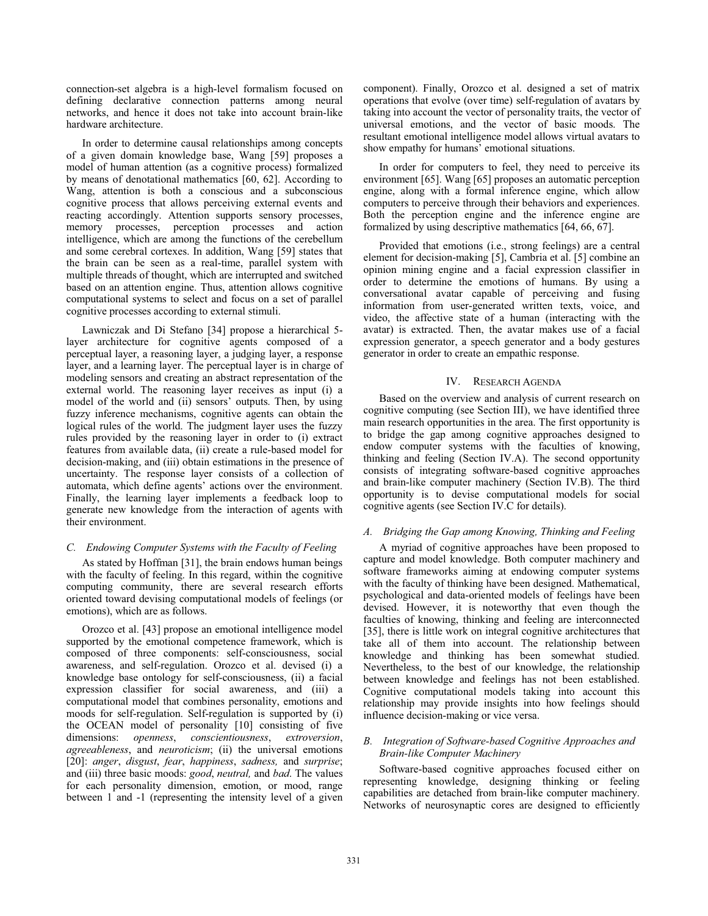connection-set algebra is a high-level formalism focused on defining declarative connection patterns among neural networks, and hence it does not take into account brain-like hardware architecture.

In order to determine causal relationships among concepts of a given domain knowledge base, Wang [59] proposes a model of human attention (as a cognitive process) formalized by means of denotational mathematics [60, 62]. According to Wang, attention is both a conscious and a subconscious cognitive process that allows perceiving external events and reacting accordingly. Attention supports sensory processes, memory processes, perception processes and action intelligence, which are among the functions of the cerebellum and some cerebral cortexes. In addition, Wang [59] states that the brain can be seen as a real-time, parallel system with multiple threads of thought, which are interrupted and switched based on an attention engine. Thus, attention allows cognitive computational systems to select and focus on a set of parallel cognitive processes according to external stimuli.

Lawniczak and Di Stefano [34] propose a hierarchical 5-layer architecture for cognitive agents composed of a perceptual layer, a reasoning layer, a judging layer, a response layer, and a learning layer. The perceptual layer is in charge of modeling sensors and creating an abstract representation of the external world. The reasoning layer receives as input (i) a model of the world and (ii) sensors' outputs. Then, by using fuzzy inference mechanisms, cognitive agents can obtain the logical rules of the world. The judgment layer uses the fuzzy rules provided by the reasoning layer in order to (i) extract features from available data, (ii) create a rule-based model for decision-making, and (iii) obtain estimations in the presence of uncertainty. The response layer consists of a collection of automata, which define agents' actions over the environment. Finally, the learning layer implements a feedback loop to generate new knowledge from the interaction of agents with their environment.

### *C. Endowing Computer Systems with the Faculty of Feeling*

As stated by Hoffman [31], the brain endows human beings with the faculty of feeling. In this regard, within the cognitive computing community, there are several research efforts oriented toward devising computational models of feelings (or emotions), which are as follows.

Orozco et al. [43] propose an emotional intelligence model supported by the emotional competence framework, which is composed of three components: self-consciousness, social awareness, and self-regulation. Orozco et al. devised (i) a knowledge base ontology for self-consciousness, (ii) a facial expression classifier for social awareness, and (iii) a computational model that combines personality, emotions and moods for self-regulation. Self-regulation is supported by (i) the OCEAN model of personality [10] consisting of five dimensions: *openness*, *conscientiousness*, *extroversion*, *agreeableness*, and *neuroticism*; (ii) the universal emotions [20]: *anger*, *disgust*, *fear*, *happiness*, *sadness,* and *surprise*; and (iii) three basic moods: *good*, *neutral,* and *bad*. The values for each personality dimension, emotion, or mood, range between 1 and -1 (representing the intensity level of a given component). Finally, Orozco et al. designed a set of matrix operations that evolve (over time) self-regulation of avatars by taking into account the vector of personality traits, the vector of universal emotions, and the vector of basic moods. The resultant emotional intelligence model allows virtual avatars to show empathy for humans' emotional situations.

In order for computers to feel, they need to perceive its environment [65]. Wang [65] proposes an automatic perception engine, along with a formal inference engine, which allow computers to perceive through their behaviors and experiences. Both the perception engine and the inference engine are formalized by using descriptive mathematics [64, 66, 67].

Provided that emotions (i.e., strong feelings) are a central element for decision-making [5], Cambria et al. [5] combine an opinion mining engine and a facial expression classifier in order to determine the emotions of humans. By using a conversational avatar capable of perceiving and fusing information from user-generated written texts, voice, and video, the affective state of a human (interacting with the avatar) is extracted. Then, the avatar makes use of a facial expression generator, a speech generator and a body gestures generator in order to create an empathic response.

## IV. Research Agenda

Based on the overview and analysis of current research on cognitive computing (see Section III), we have identified three main research opportunities in the area. The first opportunity is to bridge the gap among cognitive approaches designed to endow computer systems with the faculties of knowing, thinking and feeling (Section IV.A). The second opportunity consists of integrating software-based cognitive approaches and brain-like computer machinery (Section IV.B). The third opportunity is to devise computational models for social cognitive agents (see Section IV.C for details).

### *A. Bridging the Gap among Knowing, Thinking and Feeling*

A myriad of cognitive approaches have been proposed to capture and model knowledge. Both computer machinery and software frameworks aiming at endowing computer systems with the faculty of thinking have been designed. Mathematical, psychological and data-oriented models of feelings have been devised. However, it is noteworthy that even though the faculties of knowing, thinking and feeling are interconnected [35], there is little work on integral cognitive architectures that take all of them into account. The relationship between knowledge and thinking has been somewhat studied. Nevertheless, to the best of our knowledge, the relationship between knowledge and feelings has not been established. Cognitive computational models taking into account this relationship may provide insights into how feelings should influence decision-making or vice versa.

### *B. Integration of Software-based Cognitive Approaches and Brain-like Computer Machinery*

Software-based cognitive approaches focused either on representing knowledge, designing thinking or feeling capabilities are detached from brain-like computer machinery. Networks of neurosynaptic cores are designed to efficiently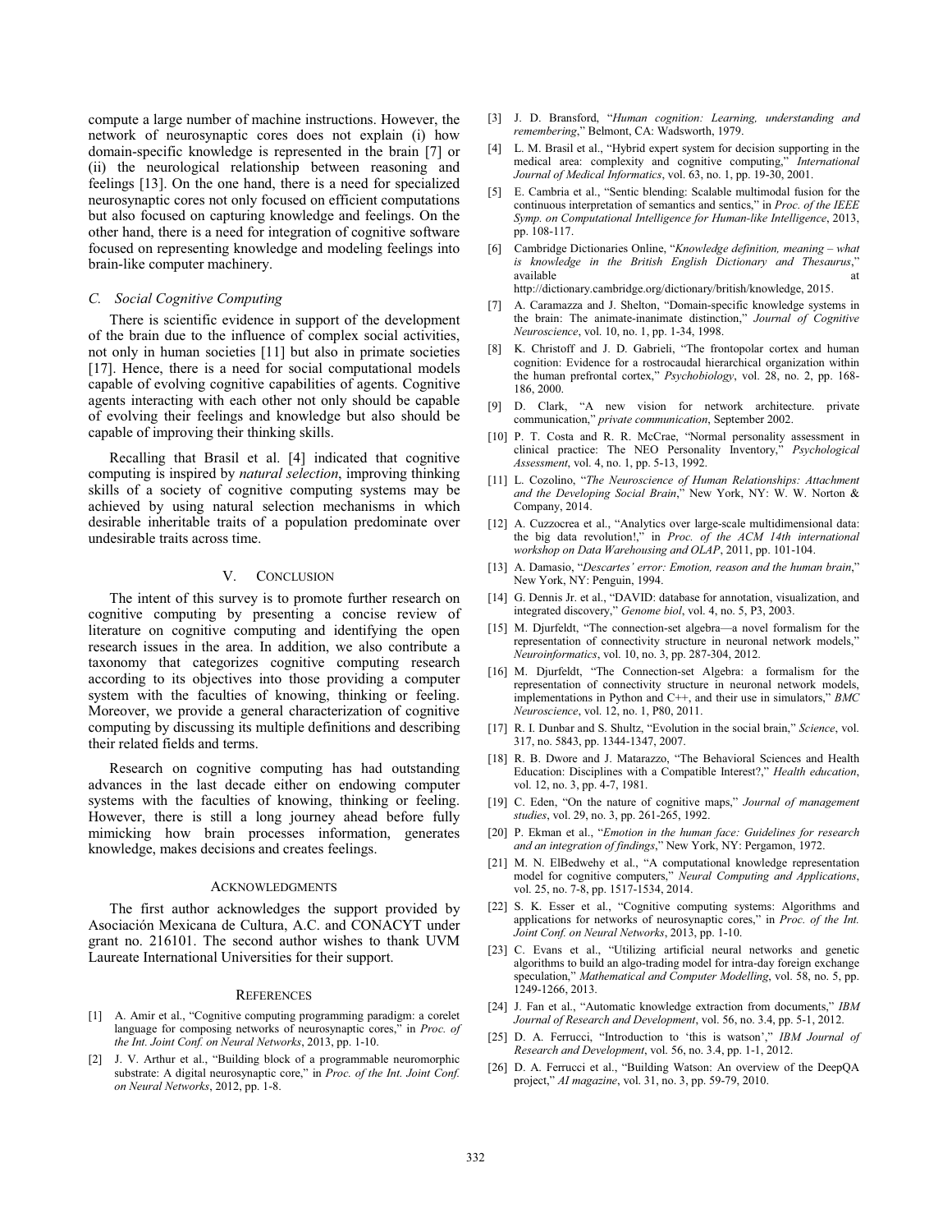compute a large number of machine instructions. However, the network of neurosynaptic cores does not explain (i) how domain-specific knowledge is represented in the brain [7] or (ii) the neurological relationship between reasoning and feelings [13]. On the one hand, there is a need for specialized neurosynaptic cores not only focused on efficient computations but also focused on capturing knowledge and feelings. On the other hand, there is a need for integration of cognitive software focused on representing knowledge and modeling feelings into brain-like computer machinery.

### *C. Social Cognitive Computing*

There is scientific evidence in support of the development of the brain due to the influence of complex social activities, not only in human societies [11] but also in primate societies [17]. Hence, there is a need for social computational models capable of evolving cognitive capabilities of agents. Cognitive agents interacting with each other not only should be capable of evolving their feelings and knowledge but also should be capable of improving their thinking skills.

Recalling that Brasil et al. [4] indicated that cognitive computing is inspired by *natural selection*, improving thinking skills of a society of cognitive computing systems may be achieved by using natural selection mechanisms in which desirable inheritable traits of a population predominate over undesirable traits across time.

## V. Conclusion

The intent of this survey is to promote further research on cognitive computing by presenting a concise review of literature on cognitive computing and identifying the open research issues in the area. In addition, we also contribute a taxonomy that categorizes cognitive computing research according to its objectives into those providing a computer system with the faculties of knowing, thinking or feeling. Moreover, we provide a general characterization of cognitive computing by discussing its multiple definitions and describing their related fields and terms.

Research on cognitive computing has had outstanding advances in the last decade either on endowing computer systems with the faculties of knowing, thinking or feeling. However, there is still a long journey ahead before fully mimicking how brain processes information, generates knowledge, makes decisions and creates feelings.

## Acknowledgments

The first author acknowledges the support provided by Asociación Mexicana de Cultura, A.C. and CONACYT under grant no. 216101. The second author wishes to thank UVM Laureate International Universities for their support.

## References

[1] A. Amir et al., "Cognitive computing programming paradigm: a corelet language for composing networks of neurosynaptic cores," in *Proc. of the Int. Joint Conf. on Neural Networks*, 2013, pp. 1-10.

[2] J. V. Arthur et al., "Building block of a programmable neuromorphic substrate: A digital neurosynaptic core," in *Proc. of the Int. Joint Conf. on Neural Networks*, 2012, pp. 1-8.

[3] J. D. Bransford, "*Human cognition: Learning, understanding and remembering*," Belmont, CA: Wadsworth, 1979.

[4] L. M. Brasil et al., "Hybrid expert system for decision supporting in the medical area: complexity and cognitive computing," *International Journal of Medical Informatics*, vol. 63, no. 1, pp. 19-30, 2001.

[5] E. Cambria et al., "Sentic blending: Scalable multimodal fusion for the continuous interpretation of semantics and sentics," in *Proc. of the IEEE Symp. on Computational Intelligence for Human-like Intelligence*, 2013, pp. 108-117.

[6] Cambridge Dictionaries Online, "*Knowledge definition, meaning – what is knowledge in the British English Dictionary and Thesaurus*," available at http://dictionary.cambridge.org/dictionary/british/knowledge, 2015.

[7] A. Caramazza and J. Shelton, "Domain-specific knowledge systems in the brain: The animate-inanimate distinction," *Journal of Cognitive Neuroscience*, vol. 10, no. 1, pp. 1-34, 1998.

[8] K. Christoff and J. D. Gabrieli, "The frontopolar cortex and human cognition: Evidence for a rostrocaudal hierarchical organization within the human prefrontal cortex," *Psychobiology*, vol. 28, no. 2, pp. 168-186, 2000.

[9] D. Clark, "A new vision for network architecture. private communication," *private communication*, September 2002.

[10] P. T. Costa and R. R. McCrae, "Normal personality assessment in clinical practice: The NEO Personality Inventory," *Psychological Assessment*, vol. 4, no. 1, pp. 5-13, 1992.

[11] L. Cozolino, "*The Neuroscience of Human Relationships: Attachment and the Developing Social Brain*," New York, NY: W. W. Norton & Company, 2014.

[12] A. Cuzzocrea et al., "Analytics over large-scale multidimensional data: the big data revolution!," in *Proc. of the ACM 14th international workshop on Data Warehousing and OLAP*, 2011, pp. 101-104.

[13] A. Damasio, "*Descartes' error: Emotion, reason and the human brain*," New York, NY: Penguin, 1994.

[14] G. Dennis Jr. et al., "DAVID: database for annotation, visualization, and integrated discovery," *Genome biol*, vol. 4, no. 5, P3, 2003.

[15] M. Djurfeldt, "The connection-set algebra—a novel formalism for the representation of connectivity structure in neuronal network models," *Neuroinformatics*, vol. 10, no. 3, pp. 287-304, 2012.

[16] M. Djurfeldt, "The Connection-set Algebra: a formalism for the representation of connectivity structure in neuronal network models, implementations in Python and C++, and their use in simulators," *BMC Neuroscience*, vol. 12, no. 1, P80, 2011.

[17] R. I. Dunbar and S. Shultz, "Evolution in the social brain," *Science*, vol. 317, no. 5843, pp. 1344-1347, 2007.

[18] R. B. Dwore and J. Matarazzo, "The Behavioral Sciences and Health Education: Disciplines with a Compatible Interest?," *Health education*, vol. 12, no. 3, pp. 4-7, 1981.

[19] C. Eden, "On the nature of cognitive maps," *Journal of management studies*, vol. 29, no. 3, pp. 261-265, 1992.

[20] P. Ekman et al., "*Emotion in the human face: Guidelines for research and an integration of findings*," New York, NY: Pergamon, 1972.

[21] M. N. ElBedwehy et al., "A computational knowledge representation model for cognitive computers," *Neural Computing and Applications*, vol. 25, no. 7-8, pp. 1517-1534, 2014.

[22] S. K. Esser et al., "Cognitive computing systems: Algorithms and applications for networks of neurosynaptic cores," in *Proc. of the Int. Joint Conf. on Neural Networks*, 2013, pp. 1-10.

[23] C. Evans et al., "Utilizing artificial neural networks and genetic algorithms to build an algo-trading model for intra-day foreign exchange speculation," *Mathematical and Computer Modelling*, vol. 58, no. 5, pp. 1249-1266, 2013.

[24] J. Fan et al., "Automatic knowledge extraction from documents," *IBM Journal of Research and Development*, vol. 56, no. 3.4, pp. 5-1, 2012.

[25] D. A. Ferrucci, "Introduction to 'this is watson'," *IBM Journal of Research and Development*, vol. 56, no. 3.4, pp. 1-1, 2012.

[26] D. A. Ferrucci et al., "Building Watson: An overview of the DeepQA project," *AI magazine*, vol. 31, no. 3, pp. 59-79, 2010.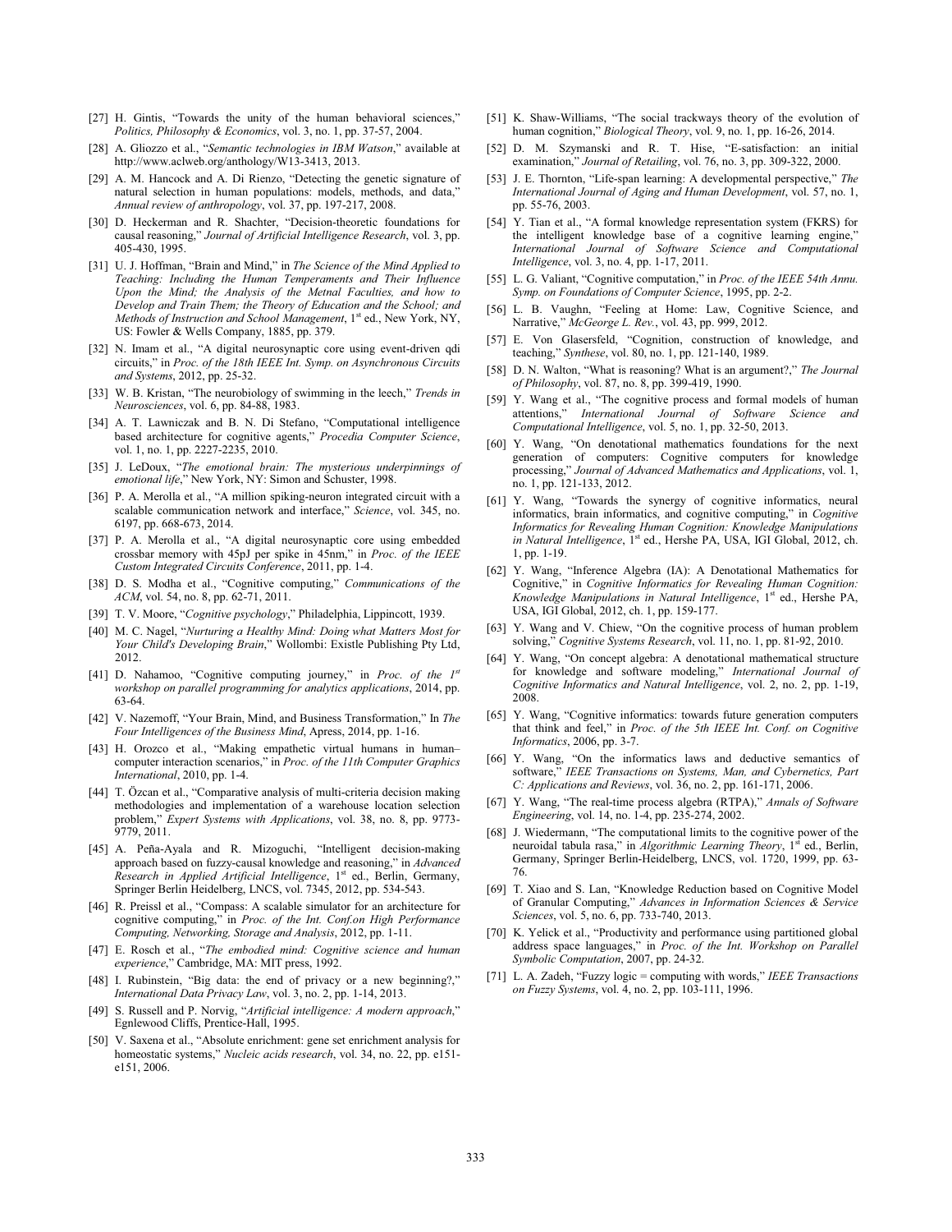[27] H. Gintis, "Towards the unity of the human behavioral sciences," *Politics, Philosophy & Economics*, vol. 3, no. 1, pp. 37-57, 2004.

[28] A. Gliozzo et al., "*Semantic technologies in IBM Watson*," available at http://www.aclweb.org/anthology/W13-3413, 2013.

[29] A. M. Hancock and A. Di Rienzo, "Detecting the genetic signature of natural selection in human populations: models, methods, and data," *Annual review of anthropology*, vol. 37, pp. 197-217, 2008.

[30] D. Heckerman and R. Shachter, "Decision-theoretic foundations for causal reasoning," *Journal of Artificial Intelligence Research*, vol. 3, pp. 405-430, 1995.

[31] U. J. Hoffman, "Brain and Mind," in *The Science of the Mind Applied to Teaching: Including the Human Temperaments and Their Influence Upon the Mind; the Analysis of the Metnal Faculties, and how to Develop and Train Them; the Theory of Education and the School; and Methods of Instruction and School Management*, 1st ed., New York, NY, US: Fowler & Wells Company, 1885, pp. 379.

[32] N. Imam et al., "A digital neurosynaptic core using event-driven qdi circuits," in *Proc. of the 18th IEEE Int. Symp. on Asynchronous Circuits and Systems*, 2012, pp. 25-32.

[33] W. B. Kristan, "The neurobiology of swimming in the leech," *Trends in Neurosciences*, vol. 6, pp. 84-88, 1983.

[34] A. T. Lawniczak and B. N. Di Stefano, "Computational intelligence based architecture for cognitive agents," *Procedia Computer Science*, vol. 1, no. 1, pp. 2227-2235, 2010.

[35] J. LeDoux, "*The emotional brain: The mysterious underpinnings of emotional life*," New York, NY: Simon and Schuster, 1998.

[36] P. A. Merolla et al., "A million spiking-neuron integrated circuit with a scalable communication network and interface," *Science*, vol. 345, no. 6197, pp. 668-673, 2014.

[37] P. A. Merolla et al., "A digital neurosynaptic core using embedded crossbar memory with 45pJ per spike in 45nm," in *Proc. of the IEEE Custom Integrated Circuits Conference*, 2011, pp. 1-4.

[38] D. S. Modha et al., "Cognitive computing," *Communications of the ACM*, vol. 54, no. 8, pp. 62-71, 2011.

[39] T. V. Moore, "*Cognitive psychology*," Philadelphia, Lippincott, 1939.

[40] M. C. Nagel, "*Nurturing a Healthy Mind: Doing what Matters Most for Your Child's Developing Brain*," Wollombi: Existle Publishing Pty Ltd, 2012.

[41] D. Nahamoo, "Cognitive computing journey," in *Proc. of the 1st workshop on parallel programming for analytics applications*, 2014, pp. 63-64.

[42] V. Nazemoff, "Your Brain, Mind, and Business Transformation," In *The Four Intelligences of the Business Mind*, Apress, 2014, pp. 1-16.

[43] H. Orozco et al., "Making empathetic virtual humans in human–computer interaction scenarios," in *Proc. of the 11th Computer Graphics International*, 2010, pp. 1-4.

[44] T. Özcan et al., "Comparative analysis of multi-criteria decision making methodologies and implementation of a warehouse location selection problem," *Expert Systems with Applications*, vol. 38, no. 8, pp. 9773-9779, 2011.

[45] A. Peña-Ayala and R. Mizoguchi, "Intelligent decision-making approach based on fuzzy-causal knowledge and reasoning," in *Advanced Research in Applied Artificial Intelligence*, 1st ed., Berlin, Germany, Springer Berlin Heidelberg, LNCS, vol. 7345, 2012, pp. 534-543.

[46] R. Preissl et al., "Compass: A scalable simulator for an architecture for cognitive computing," in *Proc. of the Int. Conf.on High Performance Computing, Networking, Storage and Analysis*, 2012, pp. 1-11.

[47] E. Rosch et al., "*The embodied mind: Cognitive science and human experience*," Cambridge, MA: MIT press, 1992.

[48] I. Rubinstein, "Big data: the end of privacy or a new beginning?," *International Data Privacy Law*, vol. 3, no. 2, pp. 1-14, 2013.

[49] S. Russell and P. Norvig, "*Artificial intelligence: A modern approach*," Englewood Cliffs, Prentice-Hall, 1995.

[50] V. Saxena et al., "Absolute enrichment: gene set enrichment analysis for homeostatic systems," *Nucleic acids research*, vol. 34, no. 22, pp. e151-e151, 2006.

[51] K. Shaw-Williams, "The social trackways theory of the evolution of human cognition," *Biological Theory*, vol. 9, no. 1, pp. 16-26, 2014.

[52] D. M. Szymanski and R. T. Hise, "E-satisfaction: an initial examination," *Journal of Retailing*, vol. 76, no. 3, pp. 309-322, 2000.

[53] J. E. Thornton, "Life-span learning: A developmental perspective," *The International Journal of Aging and Human Development*, vol. 57, no. 1, pp. 55-76, 2003.

[54] Y. Tian et al., "A formal knowledge representation system (FKRS) for the intelligent knowledge base of a cognitive learning engine," *International Journal of Software Science and Computational Intelligence*, vol. 3, no. 4, pp. 1-17, 2011.

[55] L. G. Valiant, "Cognitive computation," in *Proc. of the IEEE 54th Annu. Symp. on Foundations of Computer Science*, 1995, pp. 2-2.

[56] L. B. Vaughn, "Feeling at Home: Law, Cognitive Science, and Narrative," *McGeorge L. Rev.*, vol. 43, pp. 999, 2012.

[57] E. Von Glasersfeld, "Cognition, construction of knowledge, and teaching," *Synthese*, vol. 80, no. 1, pp. 121-140, 1989.

[58] D. N. Walton, "What is reasoning? What is an argument?," *The Journal of Philosophy*, vol. 87, no. 8, pp. 399-419, 1990.

[59] Y. Wang et al., "The cognitive process and formal models of human attentions," *International Journal of Software Science and Computational Intelligence*, vol. 5, no. 1, pp. 32-50, 2013.

[60] Y. Wang, "On denotational mathematics foundations for the next generation of computers: Cognitive computers for knowledge processing," *Journal of Advanced Mathematics and Applications*, vol. 1, no. 1, pp. 121-133, 2012.

[61] Y. Wang, "Towards the synergy of cognitive informatics, neural informatics, brain informatics, and cognitive computing," in *Cognitive Informatics for Revealing Human Cognition: Knowledge Manipulations in Natural Intelligence*, 1st ed., Hershe PA, USA, IGI Global, 2012, ch. 1, pp. 1-19.

[62] Y. Wang, "Inference Algebra (IA): A Denotational Mathematics for Cognitive," in *Cognitive Informatics for Revealing Human Cognition: Knowledge Manipulations in Natural Intelligence*, 1st ed., Hershe PA, USA, IGI Global, 2012, ch. 1, pp. 159-177.

[63] Y. Wang and V. Chiew, "On the cognitive process of human problem solving," *Cognitive Systems Research*, vol. 11, no. 1, pp. 81-92, 2010.

[64] Y. Wang, "On concept algebra: A denotational mathematical structure for knowledge and software modeling," *International Journal of Cognitive Informatics and Natural Intelligence*, vol. 2, no. 2, pp. 1-19, 2008.

[65] Y. Wang, "Cognitive informatics: towards future generation computers that think and feel," in *Proc. of the 5th IEEE Int. Conf. on Cognitive Informatics*, 2006, pp. 3-7.

[66] Y. Wang, "On the informatics laws and deductive semantics of software," *IEEE Transactions on Systems, Man, and Cybernetics, Part C: Applications and Reviews*, vol. 36, no. 2, pp. 161-171, 2006.

[67] Y. Wang, "The real-time process algebra (RTPA)," *Annals of Software Engineering*, vol. 14, no. 1-4, pp. 235-274, 2002.

[68] J. Wiedermann, "The computational limits to the cognitive power of the neuroidal tabula rasa," in *Algorithmic Learning Theory*, 1st ed., Berlin, Germany, Springer Berlin-Heidelberg, LNCS, vol. 1720, 1999, pp. 63-76.

[69] T. Xiao and S. Lan, "Knowledge Reduction based on Cognitive Model of Granular Computing," *Advances in Information Sciences & Service Sciences*, vol. 5, no. 6, pp. 733-740, 2013.

[70] K. Yelick et al., "Productivity and performance using partitioned global address space languages," in *Proc. of the Int. Workshop on Parallel Symbolic Computation*, 2007, pp. 24-32.

[71] L. A. Zadeh, "Fuzzy logic = computing with words," *IEEE Transactions on Fuzzy Systems*, vol. 4, no. 2, pp. 103-111, 1996.